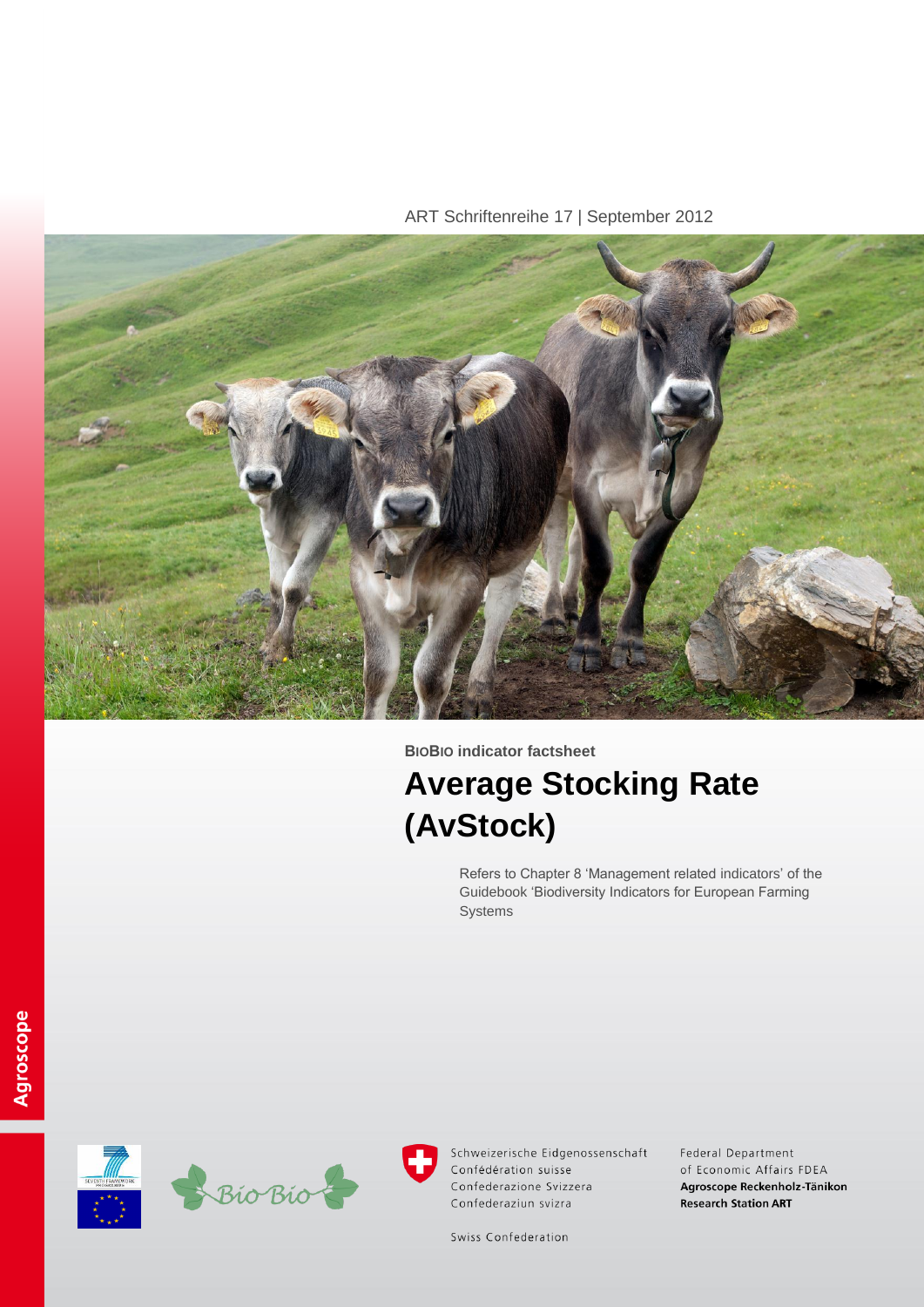ART Schriftenreihe 17 | September 2012

**BioBio indicator factsheet**

# Average Stocking Rate (AvStock)

Refers to Chapter 8 'Management related indicators' of the Guidebook 'Biodiversity Indicators for European Farming Systems

Agroscope

Schweizerische Eidgenossenschaft
Confédération suisse
Confederazione Svizzera
Confederaziun svizra

Swiss Confederation

Federal Department of Economic Affairs FDEA
**Agroscope Reckenholz-Tänikon Research Station ART**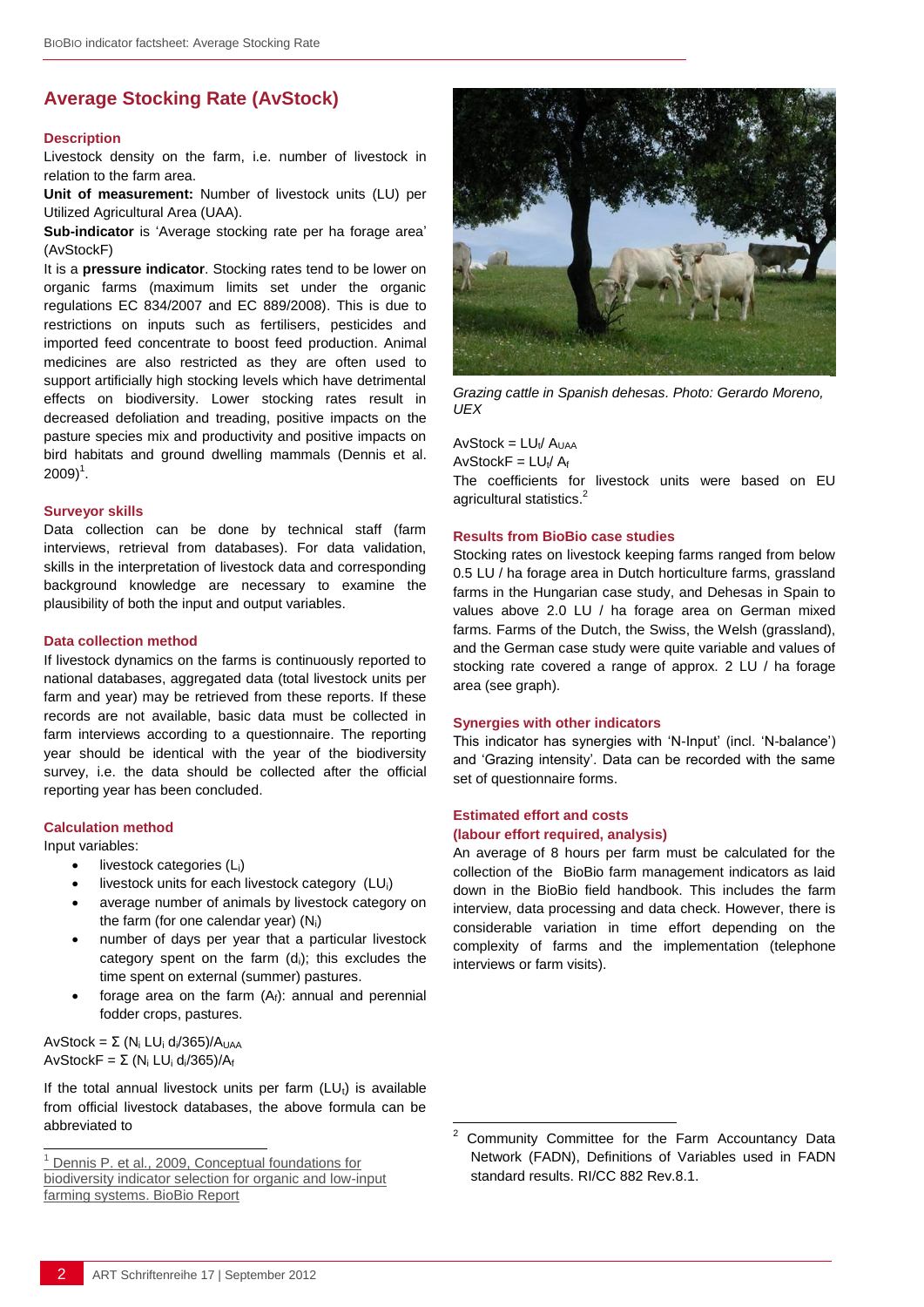## Average Stocking Rate (AvStock)

### Description

Livestock density on the farm, i.e. number of livestock in relation to the farm area.

**Unit of measurement:** Number of livestock units (LU) per Utilized Agricultural Area (UAA).

**Sub-indicator** is 'Average stocking rate per ha forage area' (AvStockF)

It is a **pressure indicator**. Stocking rates tend to be lower on organic farms (maximum limits set under the organic regulations EC 834/2007 and EC 889/2008). This is due to restrictions on inputs such as fertilisers, pesticides and imported feed concentrate to boost feed production. Animal medicines are also restricted as they are often used to support artificially high stocking levels which have detrimental effects on biodiversity. Lower stocking rates result in decreased defoliation and treading, positive impacts on the pasture species mix and productivity and positive impacts on bird habitats and ground dwelling mammals (Dennis et al. 2009)[1].

### Surveyor skills

Data collection can be done by technical staff (farm interviews, retrieval from databases). For data validation, skills in the interpretation of livestock data and corresponding background knowledge are necessary to examine the plausibility of both the input and output variables.

### Data collection method

If livestock dynamics on the farms is continuously reported to national databases, aggregated data (total livestock units per farm and year) may be retrieved from these reports. If these records are not available, basic data must be collected in farm interviews according to a questionnaire. The reporting year should be identical with the year of the biodiversity survey, i.e. the data should be collected after the official reporting year has been concluded.

### Calculation method

Input variables:

- livestock categories ($L_i$)
- livestock units for each livestock category ($LU_i$)
- average number of animals by livestock category on the farm (for one calendar year) ($N_i$)
- number of days per year that a particular livestock category spent on the farm ($d_i$); this excludes the time spent on external (summer) pastures.
- forage area on the farm ($A_f$): annual and perennial fodder crops, pastures.

$AvStock = \Sigma\ (N_i\ LU_i\ d_i/365)/A_{UAA}$

$AvStockF = \Sigma\ (N_i\ LU_i\ d_i/365)/A_f$

If the total annual livestock units per farm ($LU_t$) is available from official livestock databases, the above formula can be abbreviated to

*Grazing cattle in Spanish dehesas. Photo: Gerardo Moreno, UEX*

$AvStock = LU_t/\ A_{UAA}$

$AvStockF = LU_t/\ A_f$

The coefficients for livestock units were based on EU agricultural statistics.[2]

### Results from BioBio case studies

Stocking rates on livestock keeping farms ranged from below 0.5 LU / ha forage area in Dutch horticulture farms, grassland farms in the Hungarian case study, and Dehesas in Spain to values above 2.0 LU / ha forage area on German mixed farms. Farms of the Dutch, the Swiss, the Welsh (grassland), and the German case study were quite variable and values of stocking rate covered a range of approx. 2 LU / ha forage area (see graph).

### Synergies with other indicators

This indicator has synergies with 'N-Input' (incl. 'N-balance') and 'Grazing intensity'. Data can be recorded with the same set of questionnaire forms.

### Estimated effort and costs (labour effort required, analysis)

An average of 8 hours per farm must be calculated for the collection of the BioBio farm management indicators as laid down in the BioBio field handbook. This includes the farm interview, data processing and data check. However, there is considerable variation in time effort depending on the complexity of farms and the implementation (telephone interviews or farm visits).

---

[1] Dennis P. et al., 2009, Conceptual foundations for biodiversity indicator selection for organic and low-input farming systems. BioBio Report

[2] Community Committee for the Farm Accountancy Data Network (FADN), Definitions of Variables used in FADN standard results. RI/CC 882 Rev.8.1.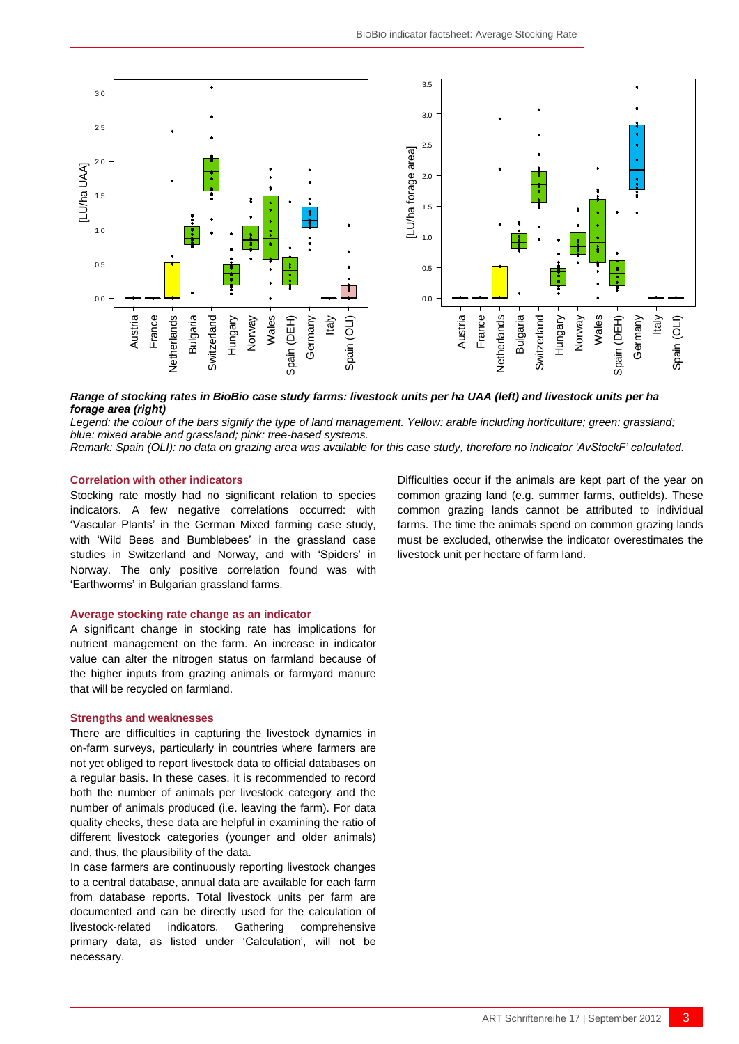***Range of stocking rates in BioBio case study farms: livestock units per ha UAA (left) and livestock units per ha forage area (right)***

*Legend: the colour of the bars signify the type of land management. Yellow: arable including horticulture; green: grassland; blue: mixed arable and grassland; pink: tree-based systems.*

*Remark: Spain (OLI): no data on grazing area was available for this case study, therefore no indicator 'AvStockF' calculated.*

### Correlation with other indicators

Stocking rate mostly had no significant relation to species indicators. A few negative correlations occurred: with 'Vascular Plants' in the German Mixed farming case study, with 'Wild Bees and Bumblebees' in the grassland case studies in Switzerland and Norway, and with 'Spiders' in Norway. The only positive correlation found was with 'Earthworms' in Bulgarian grassland farms.

### Average stocking rate change as an indicator

A significant change in stocking rate has implications for nutrient management on the farm. An increase in indicator value can alter the nitrogen status on farmland because of the higher inputs from grazing animals or farmyard manure that will be recycled on farmland.

### Strengths and weaknesses

There are difficulties in capturing the livestock dynamics in on-farm surveys, particularly in countries where farmers are not yet obliged to report livestock data to official databases on a regular basis. In these cases, it is recommended to record both the number of animals per livestock category and the number of animals produced (i.e. leaving the farm). For data quality checks, these data are helpful in examining the ratio of different livestock categories (younger and older animals) and, thus, the plausibility of the data.

In case farmers are continuously reporting livestock changes to a central database, annual data are available for each farm from database reports. Total livestock units per farm are documented and can be directly used for the calculation of livestock-related indicators. Gathering comprehensive primary data, as listed under 'Calculation', will not be necessary.

Difficulties occur if the animals are kept part of the year on common grazing land (e.g. summer farms, outfields). These common grazing lands cannot be attributed to individual farms. The time the animals spend on common grazing lands must be excluded, otherwise the indicator overestimates the livestock unit per hectare of farm land.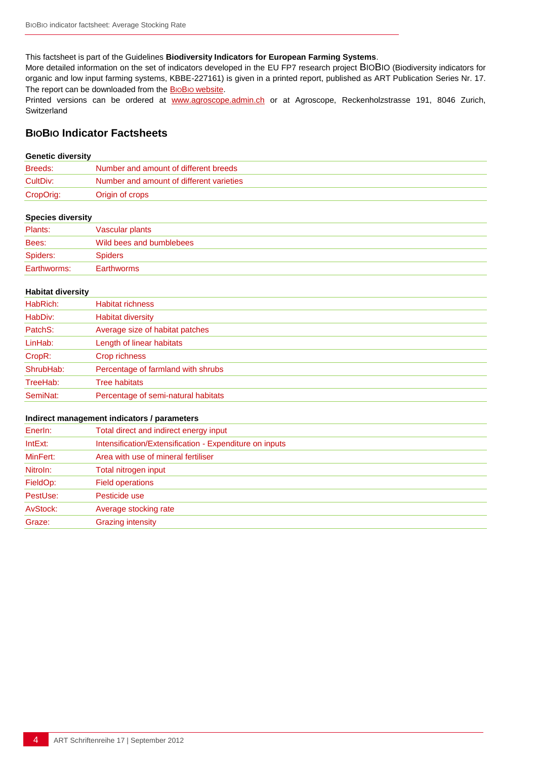This factsheet is part of the Guidelines **Biodiversity Indicators for European Farming Systems**.
More detailed information on the set of indicators developed in the EU FP7 research project BIOBIO (Biodiversity indicators for organic and low input farming systems, KBBE-227161) is given in a printed report, published as ART Publication Series Nr. 17. The report can be downloaded from the BIOBIO website.
Printed versions can be ordered at www.agroscope.admin.ch or at Agroscope, Reckenholzstrasse 191, 8046 Zurich, Switzerland

## BIOBIO Indicator Factsheets

**Genetic diversity**

| | |
|---|---|
| Breeds: | Number and amount of different breeds |
| CultDiv: | Number and amount of different varieties |
| CropOrig: | Origin of crops |

**Species diversity**

| | |
|---|---|
| Plants: | Vascular plants |
| Bees: | Wild bees and bumblebees |
| Spiders: | Spiders |
| Earthworms: | Earthworms |

**Habitat diversity**

| | |
|---|---|
| HabRich: | Habitat richness |
| HabDiv: | Habitat diversity |
| PatchS: | Average size of habitat patches |
| LinHab: | Length of linear habitats |
| CropR: | Crop richness |
| ShrubHab: | Percentage of farmland with shrubs |
| TreeHab: | Tree habitats |
| SemiNat: | Percentage of semi-natural habitats |

**Indirect management indicators / parameters**

| | |
|---|---|
| EnerIn: | Total direct and indirect energy input |
| IntExt: | Intensification/Extensification - Expenditure on inputs |
| MinFert: | Area with use of mineral fertiliser |
| NitroIn: | Total nitrogen input |
| FieldOp: | Field operations |
| PestUse: | Pesticide use |
| AvStock: | Average stocking rate |
| Graze: | Grazing intensity |